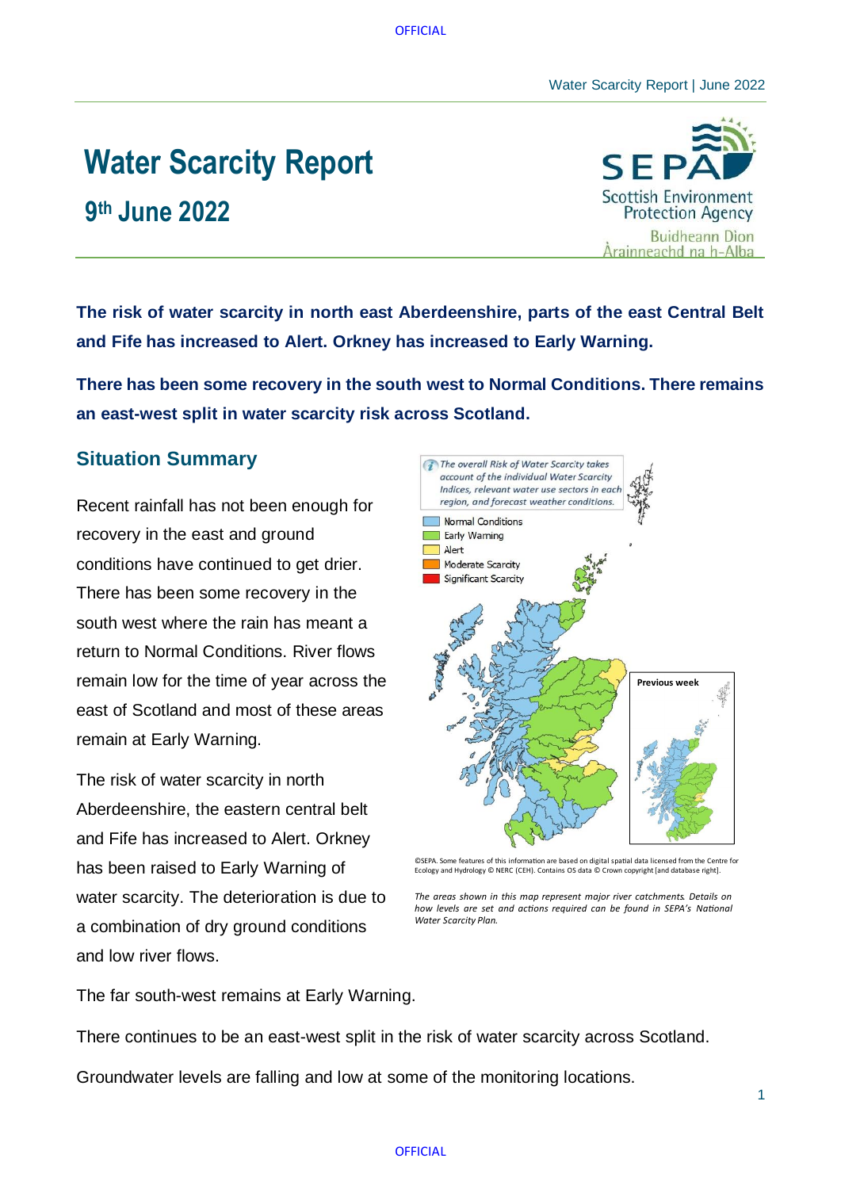# Water Scarcity Report

## 9th June 2022

**The risk of water scarcity in north east Aberdeenshire, parts of the east Central Belt and Fife has increased to Alert. Orkney has increased to Early Warning.**

**There has been some recovery in the south west to Normal Conditions. There remains an east-west split in water scarcity risk across Scotland.**

## Situation Summary

Recent rainfall has not been enough for recovery in the east and ground conditions have continued to get drier. There has been some recovery in the south west where the rain has meant a return to Normal Conditions. River flows remain low for the time of year across the east of Scotland and most of these areas remain at Early Warning.

The risk of water scarcity in north Aberdeenshire, the eastern central belt and Fife has increased to Alert. Orkney has been raised to Early Warning of water scarcity. The deterioration is due to a combination of dry ground conditions and low river flows.

*The overall Risk of Water Scarcity takes account of the individual Water Scarcity Indices, relevant water use sectors in each region, and forecast weather conditions.*

- Normal Conditions
- Early Warning
- Alert
- Moderate Scarcity
- Significant Scarcity

Previous week

©SEPA. Some features of this information are based on digital spatial data licensed from the Centre for Ecology and Hydrology © NERC (CEH). Contains OS data © Crown copyright [and database right].

*The areas shown in this map represent major river catchments. Details on how levels are set and actions required can be found in SEPA's National Water Scarcity Plan.*

The far south-west remains at Early Warning.

There continues to be an east-west split in the risk of water scarcity across Scotland.

Groundwater levels are falling and low at some of the monitoring locations.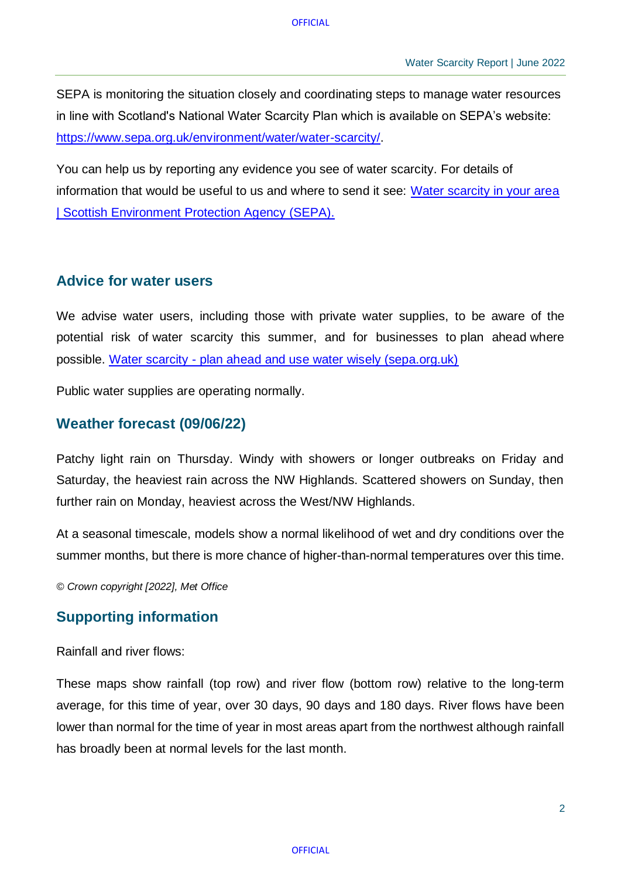SEPA is monitoring the situation closely and coordinating steps to manage water resources in line with Scotland's National Water Scarcity Plan which is available on SEPA's website: [https://www.sepa.org.uk/environment/water/water-scarcity/](https://www.sepa.org.uk/environment/water/water-scarcity/).

You can help us by reporting any evidence you see of water scarcity. For details of information that would be useful to us and where to send it see: [Water scarcity in your area | Scottish Environment Protection Agency (SEPA).](https://www.sepa.org.uk)

## Advice for water users

We advise water users, including those with private water supplies, to be aware of the potential risk of water scarcity this summer, and for businesses to plan ahead where possible. [Water scarcity - plan ahead and use water wisely (sepa.org.uk)](https://www.sepa.org.uk)

Public water supplies are operating normally.

## Weather forecast (09/06/22)

Patchy light rain on Thursday. Windy with showers or longer outbreaks on Friday and Saturday, the heaviest rain across the NW Highlands. Scattered showers on Sunday, then further rain on Monday, heaviest across the West/NW Highlands.

At a seasonal timescale, models show a normal likelihood of wet and dry conditions over the summer months, but there is more chance of higher-than-normal temperatures over this time.

*© Crown copyright [2022], Met Office*

## Supporting information

Rainfall and river flows:

These maps show rainfall (top row) and river flow (bottom row) relative to the long-term average, for this time of year, over 30 days, 90 days and 180 days. River flows have been lower than normal for the time of year in most areas apart from the northwest although rainfall has broadly been at normal levels for the last month.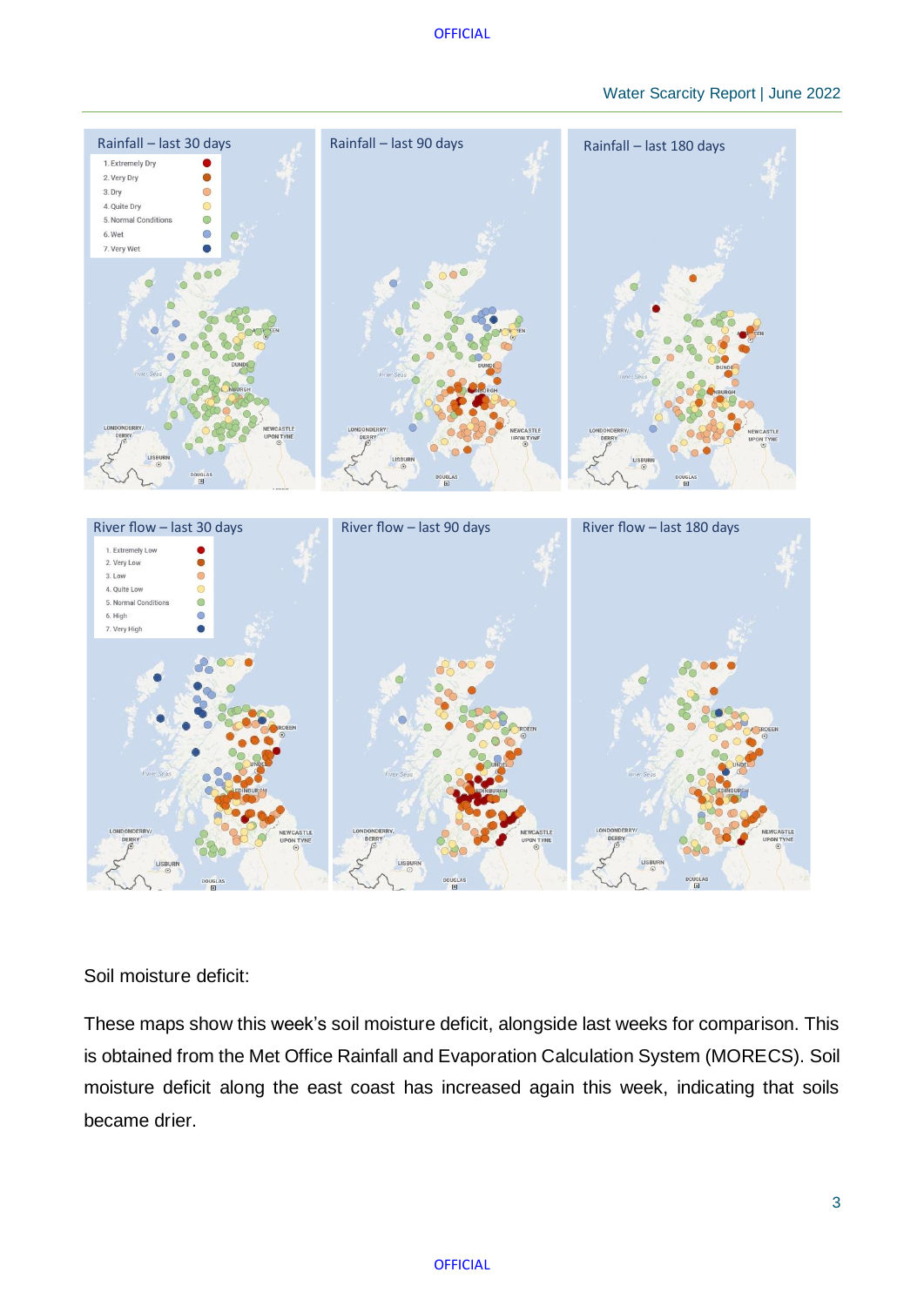Rainfall – last 30 days

Rainfall – last 90 days

Rainfall – last 180 days

1. Extremely Dry
2. Very Dry
3. Dry
4. Quite Dry
5. Normal Conditions
6. Wet
7. Very Wet

River flow – last 30 days

River flow – last 90 days

River flow – last 180 days

1. Extremely Low
2. Very Low
3. Low
4. Quite Low
5. Normal Conditions
6. High
7. Very High

Soil moisture deficit:

These maps show this week's soil moisture deficit, alongside last weeks for comparison. This is obtained from the Met Office Rainfall and Evaporation Calculation System (MORECS). Soil moisture deficit along the east coast has increased again this week, indicating that soils became drier.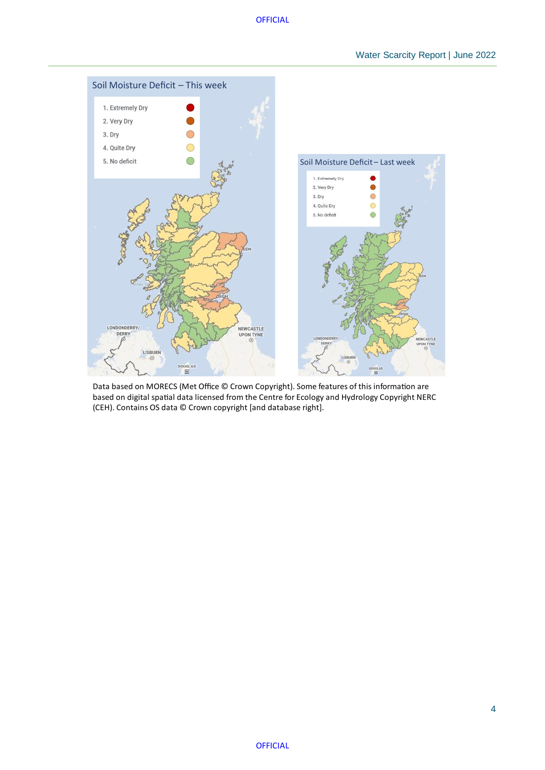Soil Moisture Deficit – This week

1. Extremely Dry
2. Very Dry
3. Dry
4. Quite Dry
5. No deficit

Soil Moisture Deficit – Last week

1. Extremely Dry
2. Very Dry
3. Dry
4. Quite Dry
5. No deficit

Data based on MORECS (Met Office © Crown Copyright). Some features of this information are based on digital spatial data licensed from the Centre for Ecology and Hydrology Copyright NERC (CEH). Contains OS data © Crown copyright [and database right].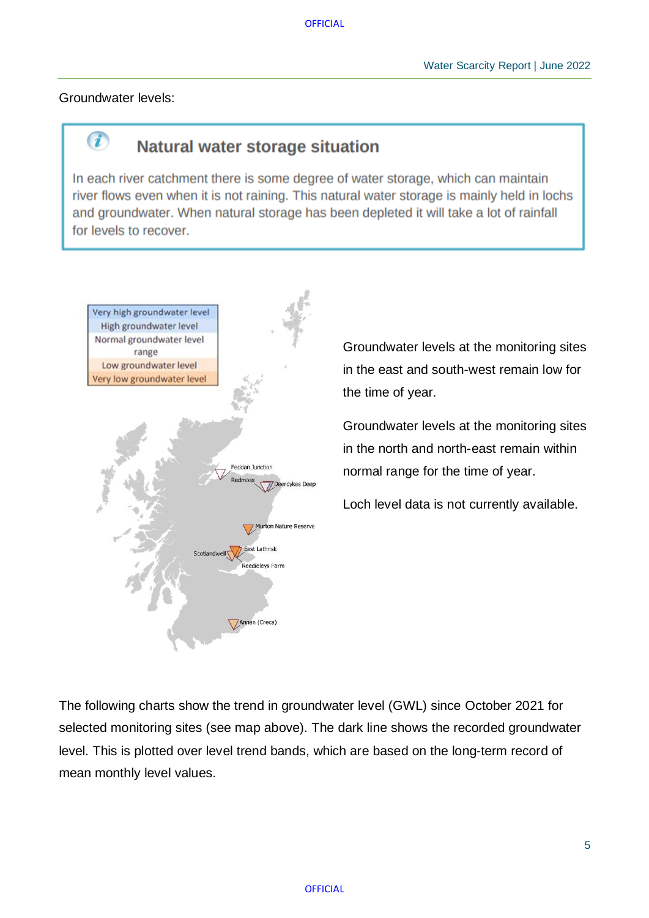Groundwater levels:

### Natural water storage situation

In each river catchment there is some degree of water storage, which can maintain river flows even when it is not raining. This natural water storage is mainly held in lochs and groundwater. When natural storage has been depleted it will take a lot of rainfall for levels to recover.

Groundwater levels at the monitoring sites in the east and south-west remain low for the time of year.

Groundwater levels at the monitoring sites in the north and north-east remain within normal range for the time of year.

Loch level data is not currently available.

The following charts show the trend in groundwater level (GWL) since October 2021 for selected monitoring sites (see map above). The dark line shows the recorded groundwater level. This is plotted over level trend bands, which are based on the long-term record of mean monthly level values.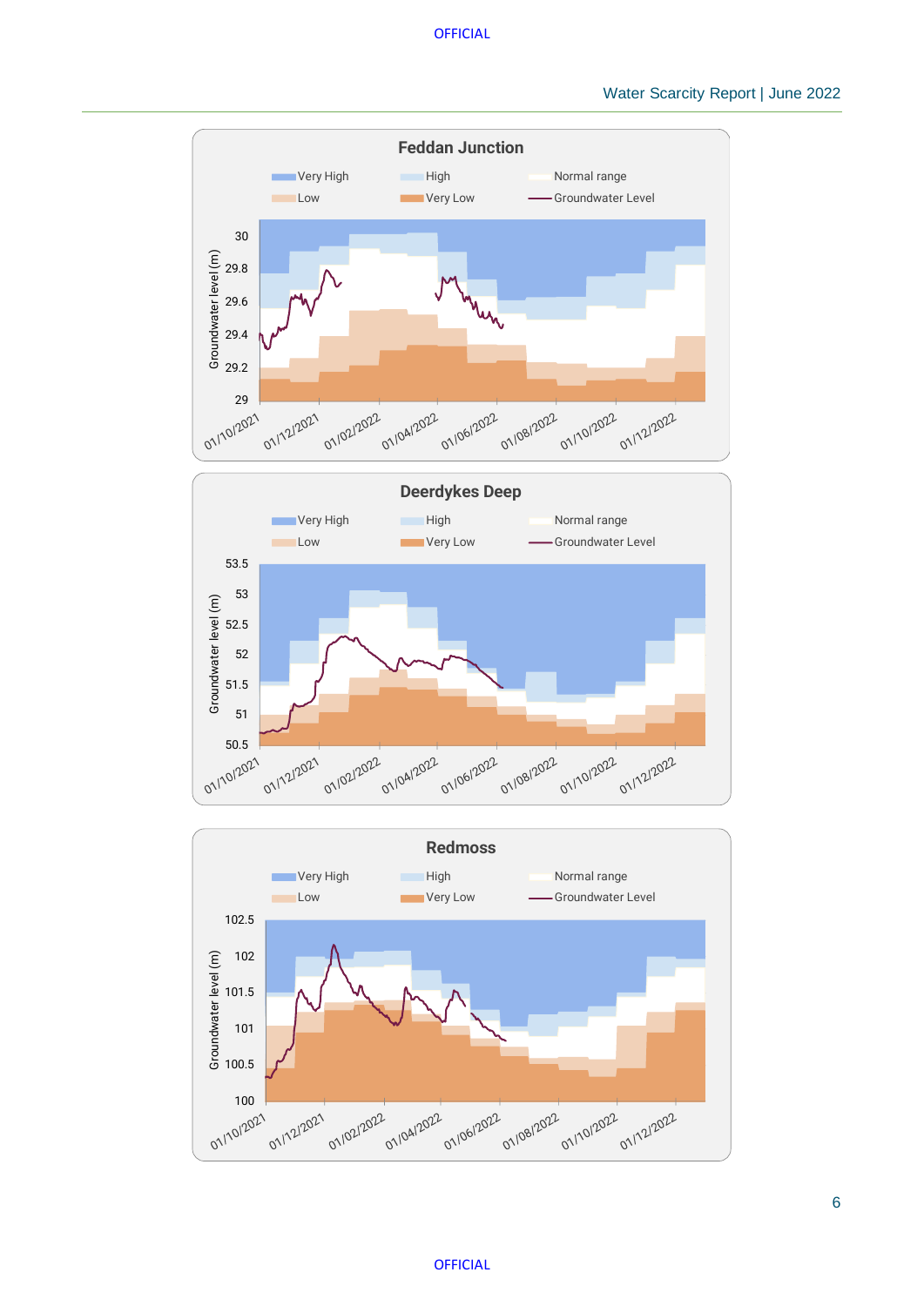**Feddan Junction**

Very High, High, Normal range, Low, Very Low, Groundwater Level

Groundwater level (m): 29 – 30

01/10/2021, 01/12/2021, 01/02/2022, 01/04/2022, 01/06/2022, 01/08/2022, 01/10/2022, 01/12/2022

**Deerdykes Deep**

Very High, High, Normal range, Low, Very Low, Groundwater Level

Groundwater level (m): 50.5 – 53.5

01/10/2021, 01/12/2021, 01/02/2022, 01/04/2022, 01/06/2022, 01/08/2022, 01/10/2022, 01/12/2022

**Redmoss**

Very High, High, Normal range, Low, Very Low, Groundwater Level

Groundwater level (m): 100 – 102.5

01/10/2021, 01/12/2021, 01/02/2022, 01/04/2022, 01/06/2022, 01/08/2022, 01/10/2022, 01/12/2022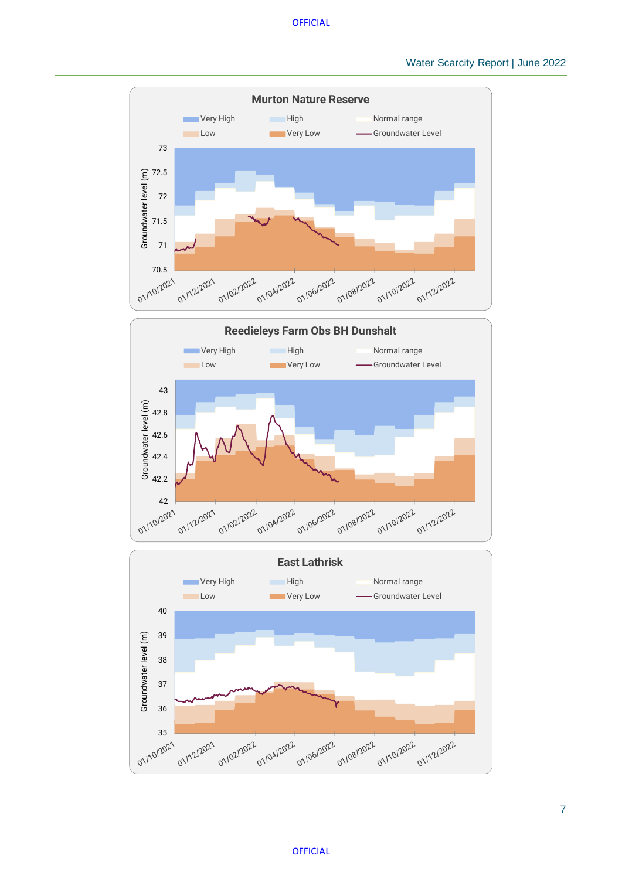### Murton Nature Reserve

Very High | High | Normal range | Low | Very Low | Groundwater Level

Groundwater level (m): 70.5, 71, 71.5, 72, 72.5, 73

01/10/2021, 01/12/2021, 01/02/2022, 01/04/2022, 01/06/2022, 01/08/2022, 01/10/2022, 01/12/2022

### Reedieleys Farm Obs BH Dunshalt

Very High | High | Normal range | Low | Very Low | Groundwater Level

Groundwater level (m): 42, 42.2, 42.4, 42.6, 42.8, 43

01/10/2021, 01/12/2021, 01/02/2022, 01/04/2022, 01/06/2022, 01/08/2022, 01/10/2022, 01/12/2022

### East Lathrisk

Very High | High | Normal range | Low | Very Low | Groundwater Level

Groundwater level (m): 35, 36, 37, 38, 39, 40

01/10/2021, 01/12/2021, 01/02/2022, 01/04/2022, 01/06/2022, 01/08/2022, 01/10/2022, 01/12/2022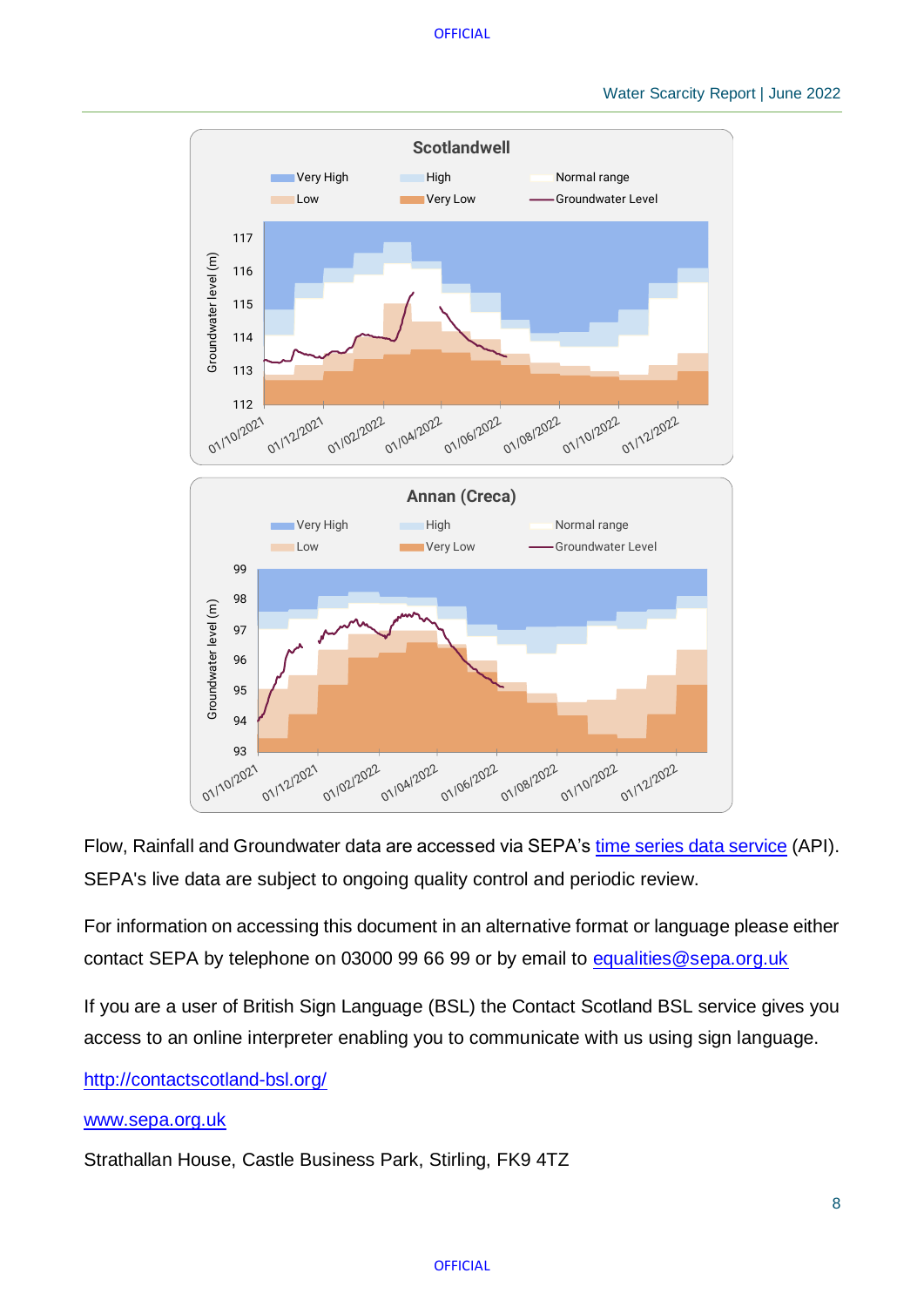Scotlandwell

Very High
High
Normal range
Low
Very Low
Groundwater Level

Groundwater level (m)

117
116
115
114
113
112

01/10/2021
01/12/2021
01/02/2022
01/04/2022
01/06/2022
01/08/2022
01/10/2022
01/12/2022

Annan (Creca)

Very High
High
Normal range
Low
Very Low
Groundwater Level

Groundwater level (m)

99
98
97
96
95
94
93

01/10/2021
01/12/2021
01/02/2022
01/04/2022
01/06/2022
01/08/2022
01/10/2022
01/12/2022

Flow, Rainfall and Groundwater data are accessed via SEPA's time series data service (API). SEPA's live data are subject to ongoing quality control and periodic review.

For information on accessing this document in an alternative format or language please either contact SEPA by telephone on 03000 99 66 99 or by email to equalities@sepa.org.uk

If you are a user of British Sign Language (BSL) the Contact Scotland BSL service gives you access to an online interpreter enabling you to communicate with us using sign language.

http://contactscotland-bsl.org/

www.sepa.org.uk

Strathallan House, Castle Business Park, Stirling, FK9 4TZ